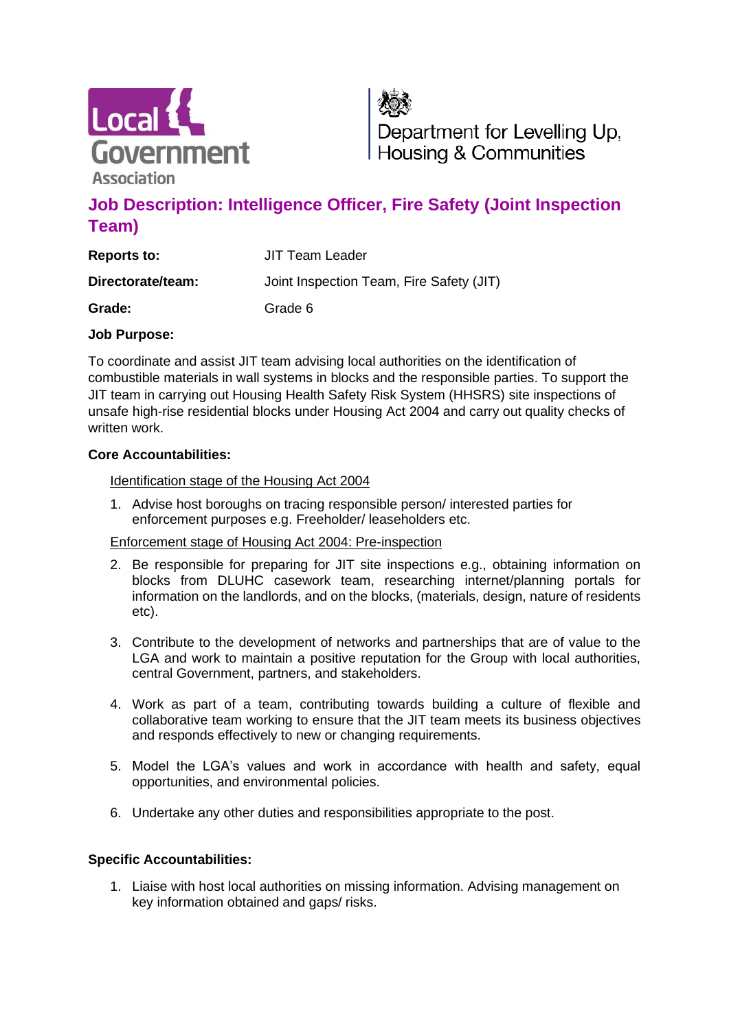Local Government Association

Department for Levelling Up, Housing & Communities

# Job Description: Intelligence Officer, Fire Safety (Joint Inspection Team)

| | |
|---|---|
| **Reports to:** | JIT Team Leader |
| **Directorate/team:** | Joint Inspection Team, Fire Safety (JIT) |
| **Grade:** | Grade 6 |

**Job Purpose:**

To coordinate and assist JIT team advising local authorities on the identification of combustible materials in wall systems in blocks and the responsible parties. To support the JIT team in carrying out Housing Health Safety Risk System (HHSRS) site inspections of unsafe high-rise residential blocks under Housing Act 2004 and carry out quality checks of written work.

**Core Accountabilities:**

Identification stage of the Housing Act 2004

1. Advise host boroughs on tracing responsible person/ interested parties for enforcement purposes e.g. Freeholder/ leaseholders etc.

Enforcement stage of Housing Act 2004: Pre-inspection

2. Be responsible for preparing for JIT site inspections e.g., obtaining information on blocks from DLUHC casework team, researching internet/planning portals for information on the landlords, and on the blocks, (materials, design, nature of residents etc).

3. Contribute to the development of networks and partnerships that are of value to the LGA and work to maintain a positive reputation for the Group with local authorities, central Government, partners, and stakeholders.

4. Work as part of a team, contributing towards building a culture of flexible and collaborative team working to ensure that the JIT team meets its business objectives and responds effectively to new or changing requirements.

5. Model the LGA's values and work in accordance with health and safety, equal opportunities, and environmental policies.

6. Undertake any other duties and responsibilities appropriate to the post.

**Specific Accountabilities:**

1. Liaise with host local authorities on missing information. Advising management on key information obtained and gaps/ risks.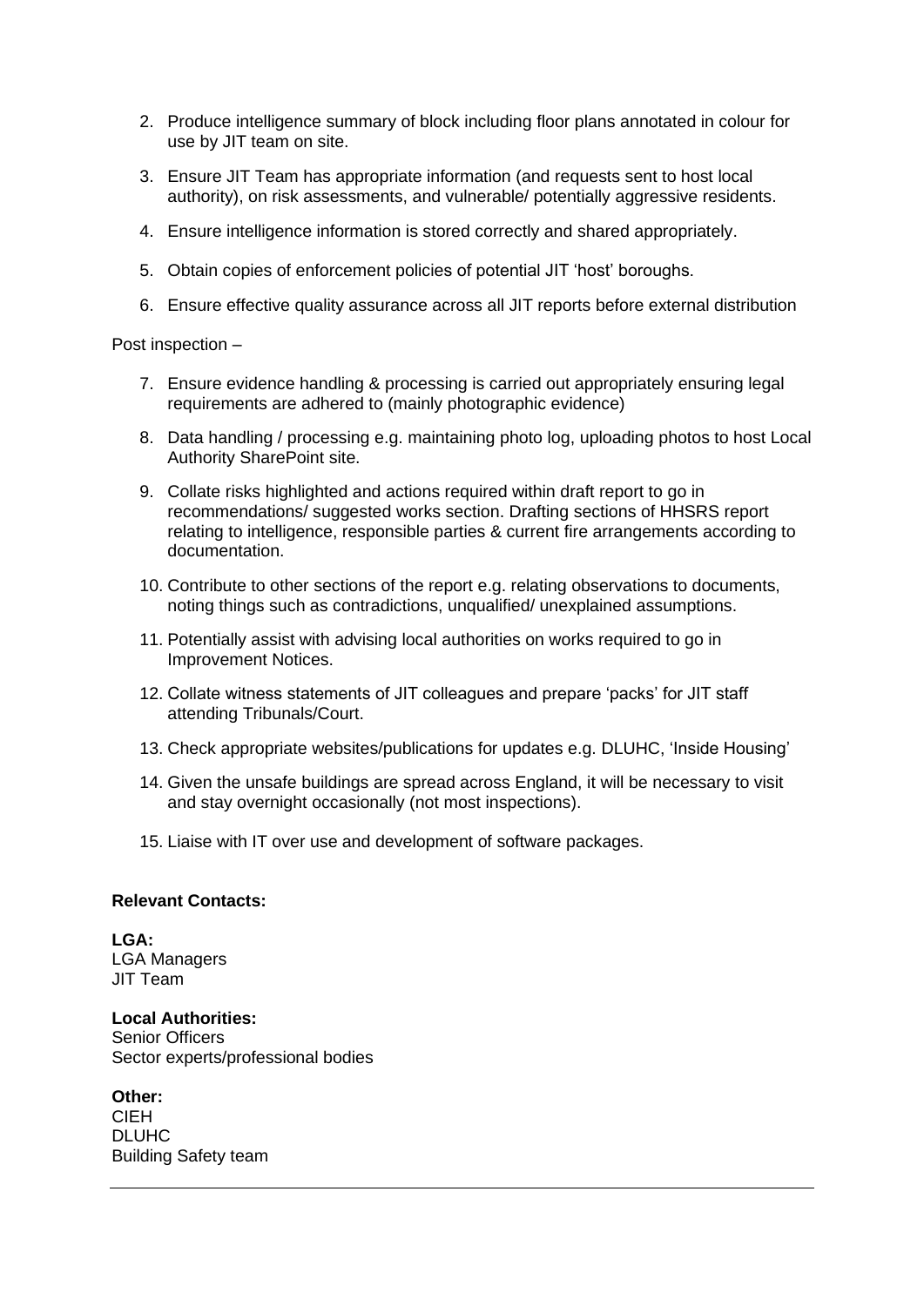2. Produce intelligence summary of block including floor plans annotated in colour for use by JIT team on site.
3. Ensure JIT Team has appropriate information (and requests sent to host local authority), on risk assessments, and vulnerable/ potentially aggressive residents.
4. Ensure intelligence information is stored correctly and shared appropriately.
5. Obtain copies of enforcement policies of potential JIT 'host' boroughs.
6. Ensure effective quality assurance across all JIT reports before external distribution

Post inspection –

7. Ensure evidence handling & processing is carried out appropriately ensuring legal requirements are adhered to (mainly photographic evidence)
8. Data handling / processing e.g. maintaining photo log, uploading photos to host Local Authority SharePoint site.
9. Collate risks highlighted and actions required within draft report to go in recommendations/ suggested works section. Drafting sections of HHSRS report relating to intelligence, responsible parties & current fire arrangements according to documentation.
10. Contribute to other sections of the report e.g. relating observations to documents, noting things such as contradictions, unqualified/ unexplained assumptions.
11. Potentially assist with advising local authorities on works required to go in Improvement Notices.
12. Collate witness statements of JIT colleagues and prepare 'packs' for JIT staff attending Tribunals/Court.
13. Check appropriate websites/publications for updates e.g. DLUHC, 'Inside Housing'
14. Given the unsafe buildings are spread across England, it will be necessary to visit and stay overnight occasionally (not most inspections).
15. Liaise with IT over use and development of software packages.

**Relevant Contacts:**

**LGA:**
LGA Managers
JIT Team

**Local Authorities:**
Senior Officers
Sector experts/professional bodies

**Other:**
CIEH
DLUHC
Building Safety team

---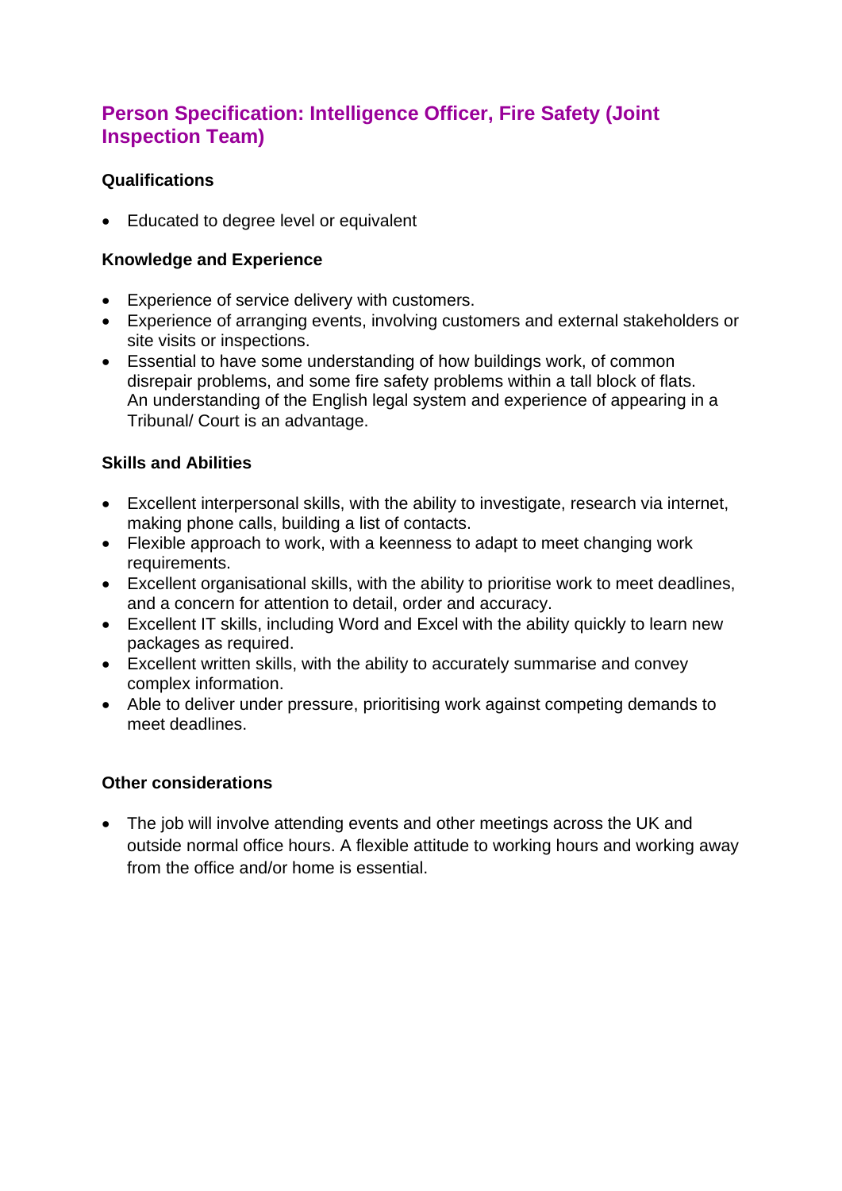## Person Specification: Intelligence Officer, Fire Safety (Joint Inspection Team)

**Qualifications**

- Educated to degree level or equivalent

**Knowledge and Experience**

- Experience of service delivery with customers.
- Experience of arranging events, involving customers and external stakeholders or site visits or inspections.
- Essential to have some understanding of how buildings work, of common disrepair problems, and some fire safety problems within a tall block of flats. An understanding of the English legal system and experience of appearing in a Tribunal/ Court is an advantage.

**Skills and Abilities**

- Excellent interpersonal skills, with the ability to investigate, research via internet, making phone calls, building a list of contacts.
- Flexible approach to work, with a keenness to adapt to meet changing work requirements.
- Excellent organisational skills, with the ability to prioritise work to meet deadlines, and a concern for attention to detail, order and accuracy.
- Excellent IT skills, including Word and Excel with the ability quickly to learn new packages as required.
- Excellent written skills, with the ability to accurately summarise and convey complex information.
- Able to deliver under pressure, prioritising work against competing demands to meet deadlines.

**Other considerations**

- The job will involve attending events and other meetings across the UK and outside normal office hours. A flexible attitude to working hours and working away from the office and/or home is essential.